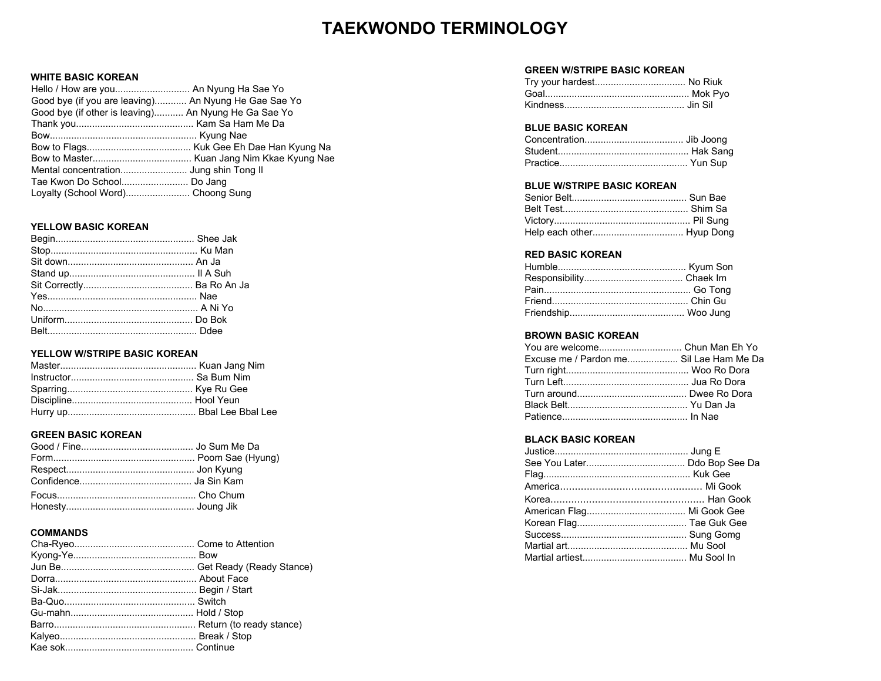# TAEKWONDO TERMINOLOGY

## WHITE BASIC KOREAN

Hello / How are you............................ An Nyung Ha Sae Yo
Good bye (if you are leaving)............ An Nyung He Gae Sae Yo
Good bye (if other is leaving)........... An Nyung He Ga Sae Yo
Thank you........................................... Kam Sa Ham Me Da
Bow...................................................... Kyung Nae
Bow to Flags....................................... Kuk Gee Eh Dae Han Kyung Na
Bow to Master..................................... Kuan Jang Nim Kkae Kyung Nae
Mental concentration......................... Jung shin Tong Il
Tae Kwon Do School......................... Do Jang
Loyalty (School Word)........................ Choong Sung

## YELLOW BASIC KOREAN

Begin................................................... Shee Jak
Stop...................................................... Ku Man
Sit down.............................................. An Ja
Stand up............................................... Il A Suh
Sit Correctly......................................... Ba Ro An Ja
Yes....................................................... Nae
No......................................................... A Ni Yo
Uniform................................................ Do Bok
Belt....................................................... Ddee

## YELLOW W/STRIPE BASIC KOREAN

Master.................................................. Kuan Jang Nim
Instructor............................................. Sa Bum Nim
Sparring............................................... Kye Ru Gee
Discipline............................................. Hool Yeun
Hurry up............................................... Bbal Lee Bbal Lee

## GREEN BASIC KOREAN

Good / Fine.......................................... Jo Sum Me Da
Form..................................................... Poom Sae (Hyung)
Respect................................................ Jon Kyung
Confidence........................................... Ja Sin Kam
Focus................................................... Cho Chum
Honesty................................................ Joung Jik

## COMMANDS

Cha-Ryeo............................................ Come to Attention
Kyong-Ye............................................. Bow
Jun Be.................................................. Get Ready (Ready Stance)
Dorra..................................................... About Face
Si-Jak.................................................... Begin / Start
Ba-Quo................................................. Switch
Gu-mahn.............................................. Hold / Stop
Barro..................................................... Return (to ready stance)
Kalyeo.................................................. Break / Stop
Kae sok................................................ Continue

## GREEN W/STRIPE BASIC KOREAN

Try your hardest.................................. No Riuk
Goal...................................................... Mok Pyo
Kindness............................................. Jin Sil

## BLUE BASIC KOREAN

Concentration..................................... Jib Joong
Student................................................. Hak Sang
Practice................................................ Yun Sup

## BLUE W/STRIPE BASIC KOREAN

Senior Belt........................................... Sun Bae
Belt Test............................................... Shim Sa
Victory.................................................. Pil Sung
Help each other.................................. Hyup Dong

## RED BASIC KOREAN

Humble................................................ Kyum Son
Responsibility..................................... Chaek Im
Pain...................................................... Go Tong
Friend.................................................. Chin Gu
Friendship........................................... Woo Jung

## BROWN BASIC KOREAN

You are welcome............................... Chun Man Eh Yo
Excuse me / Pardon me................... Sil Lae Ham Me Da
Turn right............................................. Woo Ro Dora
Turn Left.............................................. Jua Ro Dora
Turn around......................................... Dwee Ro Dora
Black Belt............................................. Yu Dan Ja
Patience............................................... In Nae

## BLACK BASIC KOREAN

Justice................................................. Jung E
See You Later..................................... Ddo Bop See Da
Flag...................................................... Kuk Gee
America............................................... Mi Gook
Korea................................................... Han Gook
American Flag..................................... Mi Gook Gee
Korean Flag......................................... Tae Guk Gee
Success............................................... Sung Gomg
Martial art............................................ Mu Sool
Martial artiest....................................... Mu Sool In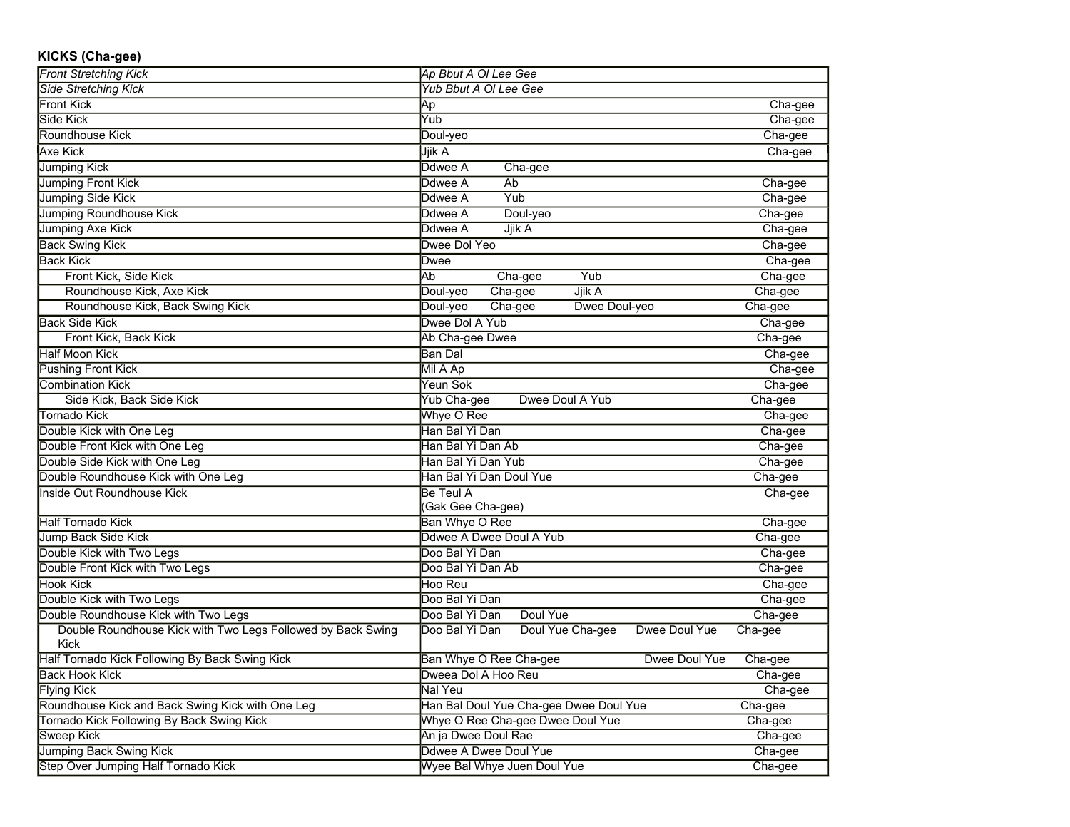**KICKS (Cha-gee)**

| | |
|---|---|
| *Front Stretching Kick* | *Ap Bbut A Ol Lee Gee* |
| *Side Stretching Kick* | *Yub Bbut A Ol Lee Gee* |
| Front Kick | Ap Cha-gee |
| Side Kick | Yub Cha-gee |
| Roundhouse Kick | Doul-yeo Cha-gee |
| Axe Kick | Jjik A Cha-gee |
| Jumping Kick | Ddwee A Cha-gee |
| Jumping Front Kick | Ddwee A Ab Cha-gee |
| Jumping Side Kick | Ddwee A Yub Cha-gee |
| Jumping Roundhouse Kick | Ddwee A Doul-yeo Cha-gee |
| Jumping Axe Kick | Ddwee A Jjik A Cha-gee |
| Back Swing Kick | Dwee Dol Yeo Cha-gee |
| Back Kick | Dwee Cha-gee |
| Front Kick, Side Kick | Ab Cha-gee Yub Cha-gee |
| Roundhouse Kick, Axe Kick | Doul-yeo Cha-gee Jjik A Cha-gee |
| Roundhouse Kick, Back Swing Kick | Doul-yeo Cha-gee Dwee Doul-yeo Cha-gee |
| Back Side Kick | Dwee Dol A Yub Cha-gee |
| Front Kick, Back Kick | Ab Cha-gee Dwee Cha-gee |
| Half Moon Kick | Ban Dal Cha-gee |
| Pushing Front Kick | Mil A Ap Cha-gee |
| Combination Kick | Yeun Sok Cha-gee |
| Side Kick, Back Side Kick | Yub Cha-gee Dwee Doul A Yub Cha-gee |
| Tornado Kick | Whye O Ree Cha-gee |
| Double Kick with One Leg | Han Bal Yi Dan Cha-gee |
| Double Front Kick with One Leg | Han Bal Yi Dan Ab Cha-gee |
| Double Side Kick with One Leg | Han Bal Yi Dan Yub Cha-gee |
| Double Roundhouse Kick with One Leg | Han Bal Yi Dan Doul Yue Cha-gee |
| Inside Out Roundhouse Kick | Be Teul A Cha-gee<br>(Gak Gee Cha-gee) |
| Half Tornado Kick | Ban Whye O Ree Cha-gee |
| Jump Back Side Kick | Ddwee A Dwee Doul A Yub Cha-gee |
| Double Kick with Two Legs | Doo Bal Yi Dan Cha-gee |
| Double Front Kick with Two Legs | Doo Bal Yi Dan Ab Cha-gee |
| Hook Kick | Hoo Reu Cha-gee |
| Double Kick with Two Legs | Doo Bal Yi Dan Cha-gee |
| Double Roundhouse Kick with Two Legs | Doo Bal Yi Dan Doul Yue Cha-gee |
| Double Roundhouse Kick with Two Legs Followed by Back Swing Kick | Doo Bal Yi Dan Doul Yue Cha-gee Dwee Doul Yue Cha-gee |
| Half Tornado Kick Following By Back Swing Kick | Ban Whye O Ree Cha-gee Dwee Doul Yue Cha-gee |
| Back Hook Kick | Dweea Dol A Hoo Reu Cha-gee |
| Flying Kick | Nal Yeu Cha-gee |
| Roundhouse Kick and Back Swing Kick with One Leg | Han Bal Doul Yue Cha-gee Dwee Doul Yue Cha-gee |
| Tornado Kick Following By Back Swing Kick | Whye O Ree Cha-gee Dwee Doul Yue Cha-gee |
| Sweep Kick | An ja Dwee Doul Rae Cha-gee |
| Jumping Back Swing Kick | Ddwee A Dwee Doul Yue Cha-gee |
| Step Over Jumping Half Tornado Kick | Wyee Bal Whye Juen Doul Yue Cha-gee |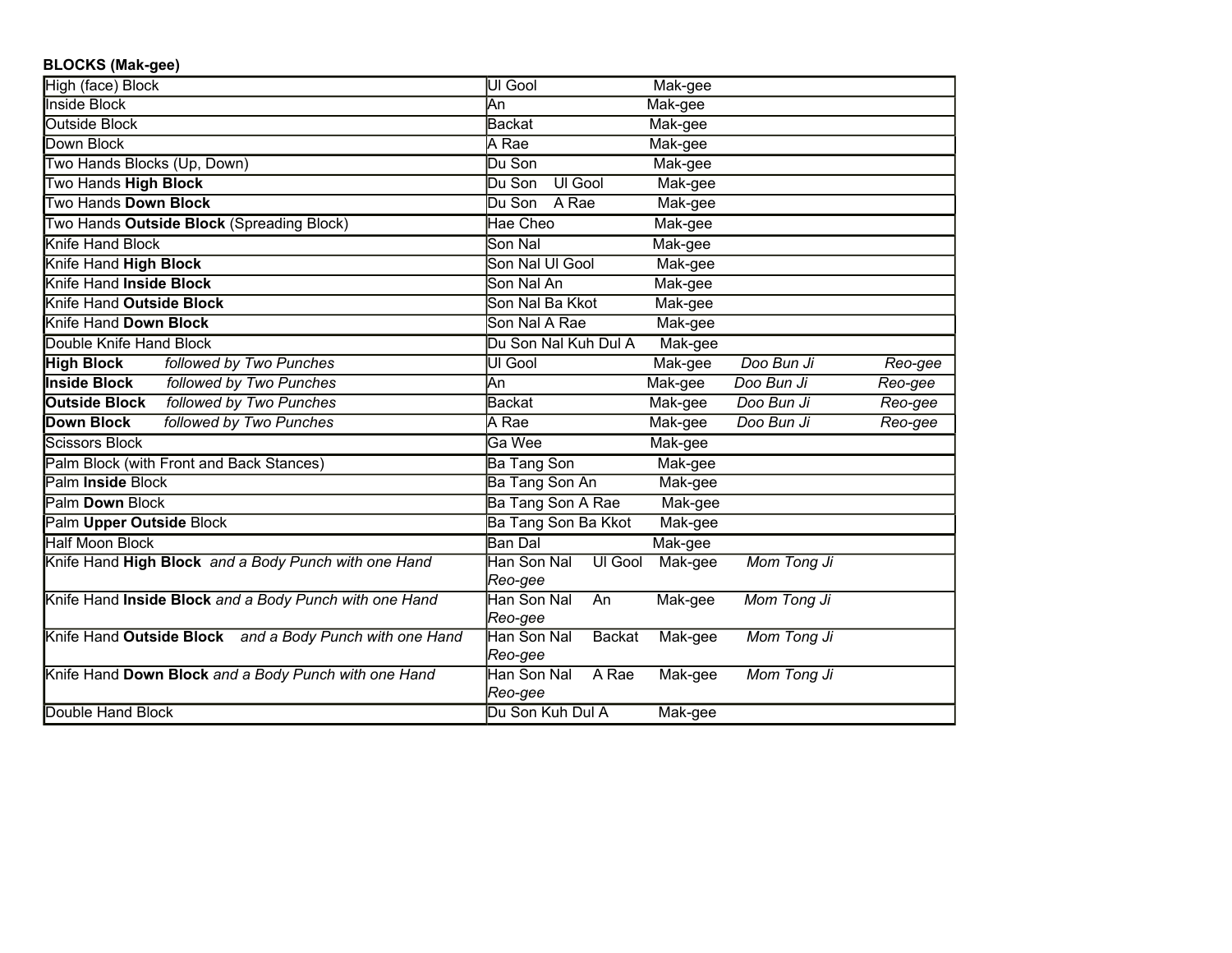**BLOCKS (Mak-gee)**

| | |
|---|---|
| High (face) Block | Ul Gool Mak-gee |
| Inside Block | An Mak-gee |
| Outside Block | Backat Mak-gee |
| Down Block | A Rae Mak-gee |
| Two Hands Blocks (Up, Down) | Du Son Mak-gee |
| Two Hands **High Block** | Du Son Ul Gool Mak-gee |
| Two Hands **Down Block** | Du Son A Rae Mak-gee |
| Two Hands **Outside Block** (Spreading Block) | Hae Cheo Mak-gee |
| Knife Hand Block | Son Nal Mak-gee |
| Knife Hand **High Block** | Son Nal Ul Gool Mak-gee |
| Knife Hand **Inside Block** | Son Nal An Mak-gee |
| Knife Hand **Outside Block** | Son Nal Ba Kkot Mak-gee |
| Knife Hand **Down Block** | Son Nal A Rae Mak-gee |
| Double Knife Hand Block | Du Son Nal Kuh Dul A Mak-gee |
| **High Block** *followed by Two Punches* | Ul Gool Mak-gee *Doo Bun Ji Reo-gee* |
| **Inside Block** *followed by Two Punches* | An Mak-gee *Doo Bun Ji Reo-gee* |
| **Outside Block** *followed by Two Punches* | Backat Mak-gee *Doo Bun Ji Reo-gee* |
| **Down Block** *followed by Two Punches* | A Rae Mak-gee *Doo Bun Ji Reo-gee* |
| Scissors Block | Ga Wee Mak-gee |
| Palm Block (with Front and Back Stances) | Ba Tang Son Mak-gee |
| Palm **Inside** Block | Ba Tang Son An Mak-gee |
| Palm **Down** Block | Ba Tang Son A Rae Mak-gee |
| Palm **Upper Outside** Block | Ba Tang Son Ba Kkot Mak-gee |
| Half Moon Block | Ban Dal Mak-gee |
| Knife Hand **High Block** *and a Body Punch with one Hand* | Han Son Nal Ul Gool Mak-gee *Mom Tong Ji Reo-gee* |
| Knife Hand **Inside Block** *and a Body Punch with one Hand* | Han Son Nal An Mak-gee *Mom Tong Ji Reo-gee* |
| Knife Hand **Outside Block** *and a Body Punch with one Hand* | Han Son Nal Backat Mak-gee *Mom Tong Ji Reo-gee* |
| Knife Hand **Down Block** *and a Body Punch with one Hand* | Han Son Nal A Rae Mak-gee *Mom Tong Ji Reo-gee* |
| Double Hand Block | Du Son Kuh Dul A Mak-gee |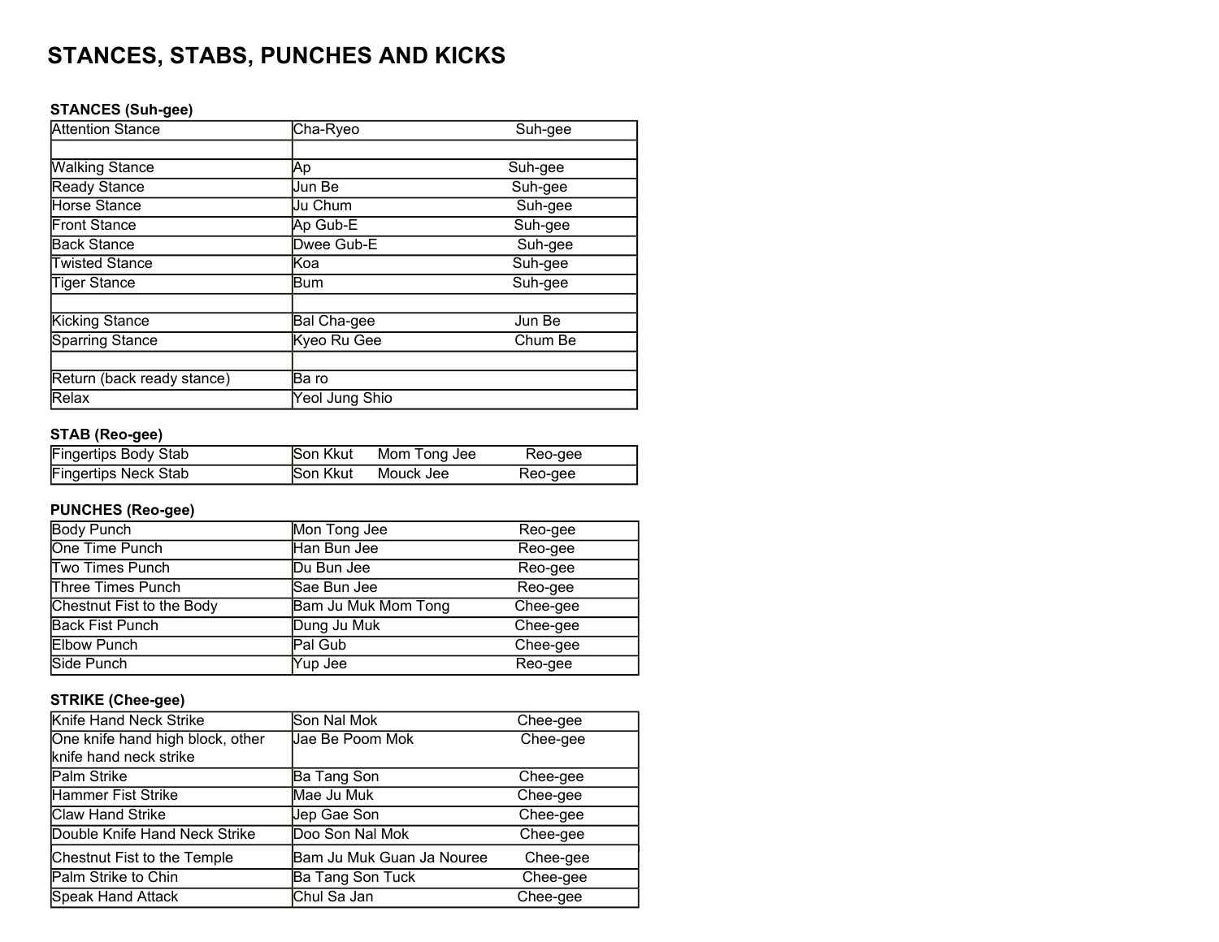# STANCES, STABS, PUNCHES AND KICKS

**STANCES (Suh-gee)**

| | | |
|---|---|---|
| Attention Stance | Cha-Ryeo | Suh-gee |
| | | |
| Walking Stance | Ap | Suh-gee |
| Ready Stance | Jun Be | Suh-gee |
| Horse Stance | Ju Chum | Suh-gee |
| Front Stance | Ap Gub-E | Suh-gee |
| Back Stance | Dwee Gub-E | Suh-gee |
| Twisted Stance | Koa | Suh-gee |
| Tiger Stance | Bum | Suh-gee |
| | | |
| Kicking Stance | Bal Cha-gee | Jun Be |
| Sparring Stance | Kyeo Ru Gee | Chum Be |
| | | |
| Return (back ready stance) | Ba ro | |
| Relax | Yeol Jung Shio | |

**STAB (Reo-gee)**

| | | | |
|---|---|---|---|
| Fingertips Body Stab | Son Kkut | Mom Tong Jee | Reo-gee |
| Fingertips Neck Stab | Son Kkut | Mouck Jee | Reo-gee |

**PUNCHES (Reo-gee)**

| | | |
|---|---|---|
| Body Punch | Mon Tong Jee | Reo-gee |
| One Time Punch | Han Bun Jee | Reo-gee |
| Two Times Punch | Du Bun Jee | Reo-gee |
| Three Times Punch | Sae Bun Jee | Reo-gee |
| Chestnut Fist to the Body | Bam Ju Muk Mom Tong | Chee-gee |
| Back Fist Punch | Dung Ju Muk | Chee-gee |
| Elbow Punch | Pal Gub | Chee-gee |
| Side Punch | Yup Jee | Reo-gee |

**STRIKE (Chee-gee)**

| | | |
|---|---|---|
| Knife Hand Neck Strike | Son Nal Mok | Chee-gee |
| One knife hand high block, other knife hand neck strike | Jae Be Poom Mok | Chee-gee |
| Palm Strike | Ba Tang Son | Chee-gee |
| Hammer Fist Strike | Mae Ju Muk | Chee-gee |
| Claw Hand Strike | Jep Gae Son | Chee-gee |
| Double Knife Hand Neck Strike | Doo Son Nal Mok | Chee-gee |
| Chestnut Fist to the Temple | Bam Ju Muk Guan Ja Nouree | Chee-gee |
| Palm Strike to Chin | Ba Tang Son Tuck | Chee-gee |
| Speak Hand Attack | Chul Sa Jan | Chee-gee |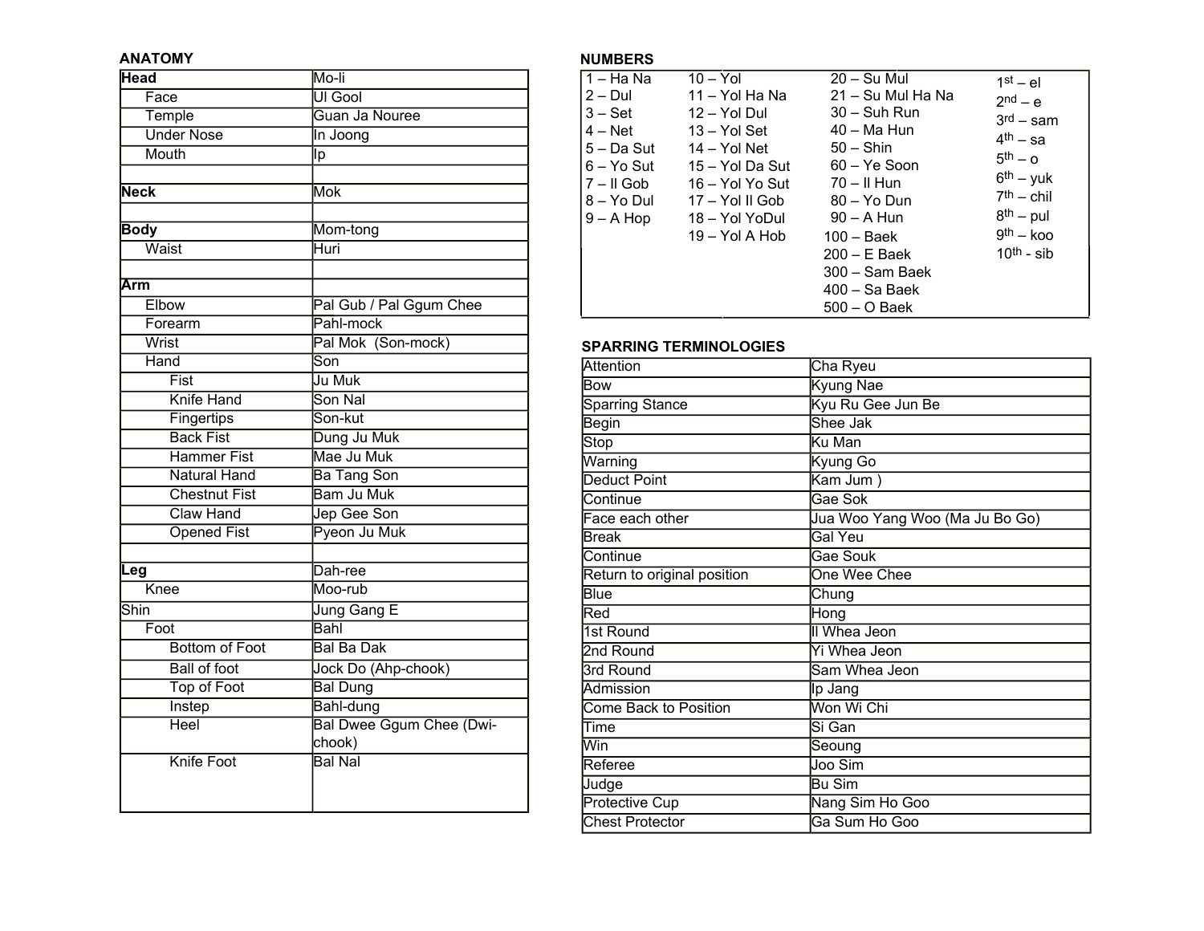## ANATOMY

| | |
|---|---|
| **Head** | Mo-li |
| Face | Ul Gool |
| Temple | Guan Ja Nouree |
| Under Nose | In Joong |
| Mouth | Ip |
| | |
| **Neck** | Mok |
| | |
| **Body** | Mom-tong |
| Waist | Huri |
| | |
| **Arm** | |
| Elbow | Pal Gub / Pal Ggum Chee |
| Forearm | Pahl-mock |
| Wrist | Pal Mok (Son-mock) |
| Hand | Son |
| Fist | Ju Muk |
| Knife Hand | Son Nal |
| Fingertips | Son-kut |
| Back Fist | Dung Ju Muk |
| Hammer Fist | Mae Ju Muk |
| Natural Hand | Ba Tang Son |
| Chestnut Fist | Bam Ju Muk |
| Claw Hand | Jep Gee Son |
| Opened Fist | Pyeon Ju Muk |
| | |
| **Leg** | Dah-ree |
| Knee | Moo-rub |
| Shin | Jung Gang E |
| Foot | Bahl |
| Bottom of Foot | Bal Ba Dak |
| Ball of foot | Jock Do (Ahp-chook) |
| Top of Foot | Bal Dung |
| Instep | Bahl-dung |
| Heel | Bal Dwee Ggum Chee (Dwi-chook) |
| Knife Foot | Bal Nal |

## NUMBERS

| | | | |
|---|---|---|---|
| 1 – Ha Na | 10 – Yol | 20 – Su Mul | 1st – el |
| 2 – Dul | 11 – Yol Ha Na | 21 – Su Mul Ha Na | 2nd – e |
| 3 – Set | 12 – Yol Dul | 30 – Suh Run | 3rd – sam |
| 4 – Net | 13 – Yol Set | 40 – Ma Hun | 4th – sa |
| 5 – Da Sut | 14 – Yol Net | 50 – Shin | 5th – o |
| 6 – Yo Sut | 15 – Yol Da Sut | 60 – Ye Soon | 6th – yuk |
| 7 – Il Gob | 16 – Yol Yo Sut | 70 – Il Hun | 7th – chil |
| 8 – Yo Dul | 17 – Yol Il Gob | 80 – Yo Dun | 8th – pul |
| 9 – A Hop | 18 – Yol YoDul | 90 – A Hun | 9th – koo |
| | 19 – Yol A Hob | 100 – Baek | 10th - sib |
| | | 200 – E Baek | |
| | | 300 – Sam Baek | |
| | | 400 – Sa Baek | |
| | | 500 – O Baek | |

## SPARRING TERMINOLOGIES

| | |
|---|---|
| Attention | Cha Ryeu |
| Bow | Kyung Nae |
| Sparring Stance | Kyu Ru Gee Jun Be |
| Begin | Shee Jak |
| Stop | Ku Man |
| Warning | Kyung Go |
| Deduct Point | Kam Jum ) |
| Continue | Gae Sok |
| Face each other | Jua Woo Yang Woo (Ma Ju Bo Go) |
| Break | Gal Yeu |
| Continue | Gae Souk |
| Return to original position | One Wee Chee |
| Blue | Chung |
| Red | Hong |
| 1st Round | Il Whea Jeon |
| 2nd Round | Yi Whea Jeon |
| 3rd Round | Sam Whea Jeon |
| Admission | Ip Jang |
| Come Back to Position | Won Wi Chi |
| Time | Si Gan |
| Win | Seoung |
| Referee | Joo Sim |
| Judge | Bu Sim |
| Protective Cup | Nang Sim Ho Goo |
| Chest Protector | Ga Sum Ho Goo |